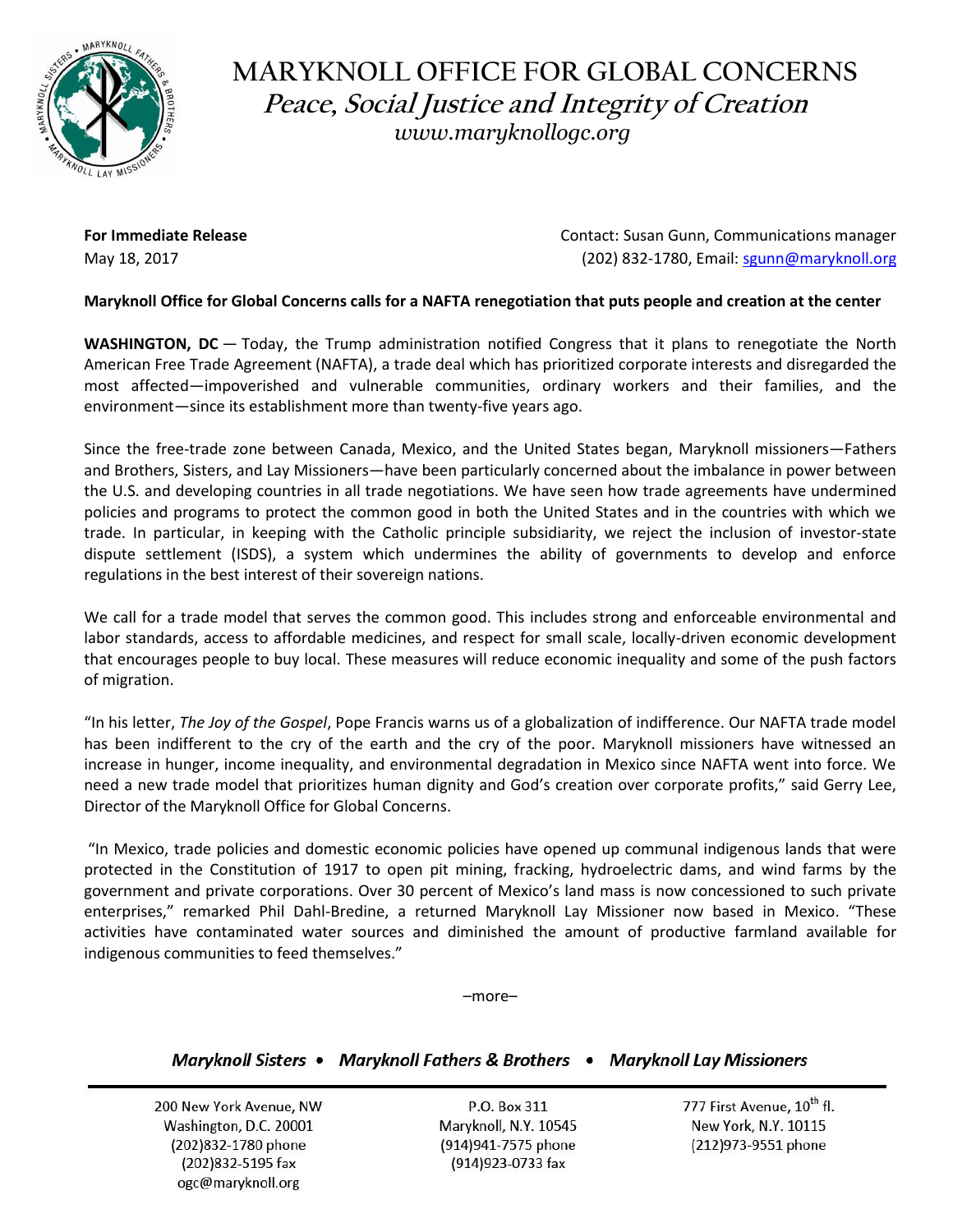# MARYKNOLL OFFICE FOR GLOBAL CONCERNS

## *Peace, Social Justice and Integrity of Creation*

*www.maryknollogc.org*

**For Immediate Release**
May 18, 2017

Contact: Susan Gunn, Communications manager
(202) 832-1780, Email: sgunn@maryknoll.org

**Maryknoll Office for Global Concerns calls for a NAFTA renegotiation that puts people and creation at the center**

**WASHINGTON, DC** — Today, the Trump administration notified Congress that it plans to renegotiate the North American Free Trade Agreement (NAFTA), a trade deal which has prioritized corporate interests and disregarded the most affected—impoverished and vulnerable communities, ordinary workers and their families, and the environment—since its establishment more than twenty-five years ago.

Since the free-trade zone between Canada, Mexico, and the United States began, Maryknoll missioners—Fathers and Brothers, Sisters, and Lay Missioners—have been particularly concerned about the imbalance in power between the U.S. and developing countries in all trade negotiations. We have seen how trade agreements have undermined policies and programs to protect the common good in both the United States and in the countries with which we trade. In particular, in keeping with the Catholic principle subsidiarity, we reject the inclusion of investor-state dispute settlement (ISDS), a system which undermines the ability of governments to develop and enforce regulations in the best interest of their sovereign nations.

We call for a trade model that serves the common good. This includes strong and enforceable environmental and labor standards, access to affordable medicines, and respect for small scale, locally-driven economic development that encourages people to buy local. These measures will reduce economic inequality and some of the push factors of migration.

"In his letter, *The Joy of the Gospel*, Pope Francis warns us of a globalization of indifference. Our NAFTA trade model has been indifferent to the cry of the earth and the cry of the poor. Maryknoll missioners have witnessed an increase in hunger, income inequality, and environmental degradation in Mexico since NAFTA went into force. We need a new trade model that prioritizes human dignity and God's creation over corporate profits," said Gerry Lee, Director of the Maryknoll Office for Global Concerns.

"In Mexico, trade policies and domestic economic policies have opened up communal indigenous lands that were protected in the Constitution of 1917 to open pit mining, fracking, hydroelectric dams, and wind farms by the government and private corporations. Over 30 percent of Mexico's land mass is now concessioned to such private enterprises," remarked Phil Dahl-Bredine, a returned Maryknoll Lay Missioner now based in Mexico. "These activities have contaminated water sources and diminished the amount of productive farmland available for indigenous communities to feed themselves."

–more–

*Maryknoll Sisters • Maryknoll Fathers & Brothers • Maryknoll Lay Missioners*

200 New York Avenue, NW
Washington, D.C. 20001
(202)832-1780 phone
(202)832-5195 fax
ogc@maryknoll.org

P.O. Box 311
Maryknoll, N.Y. 10545
(914)941-7575 phone
(914)923-0733 fax

777 First Avenue, 10th fl.
New York, N.Y. 10115
(212)973-9551 phone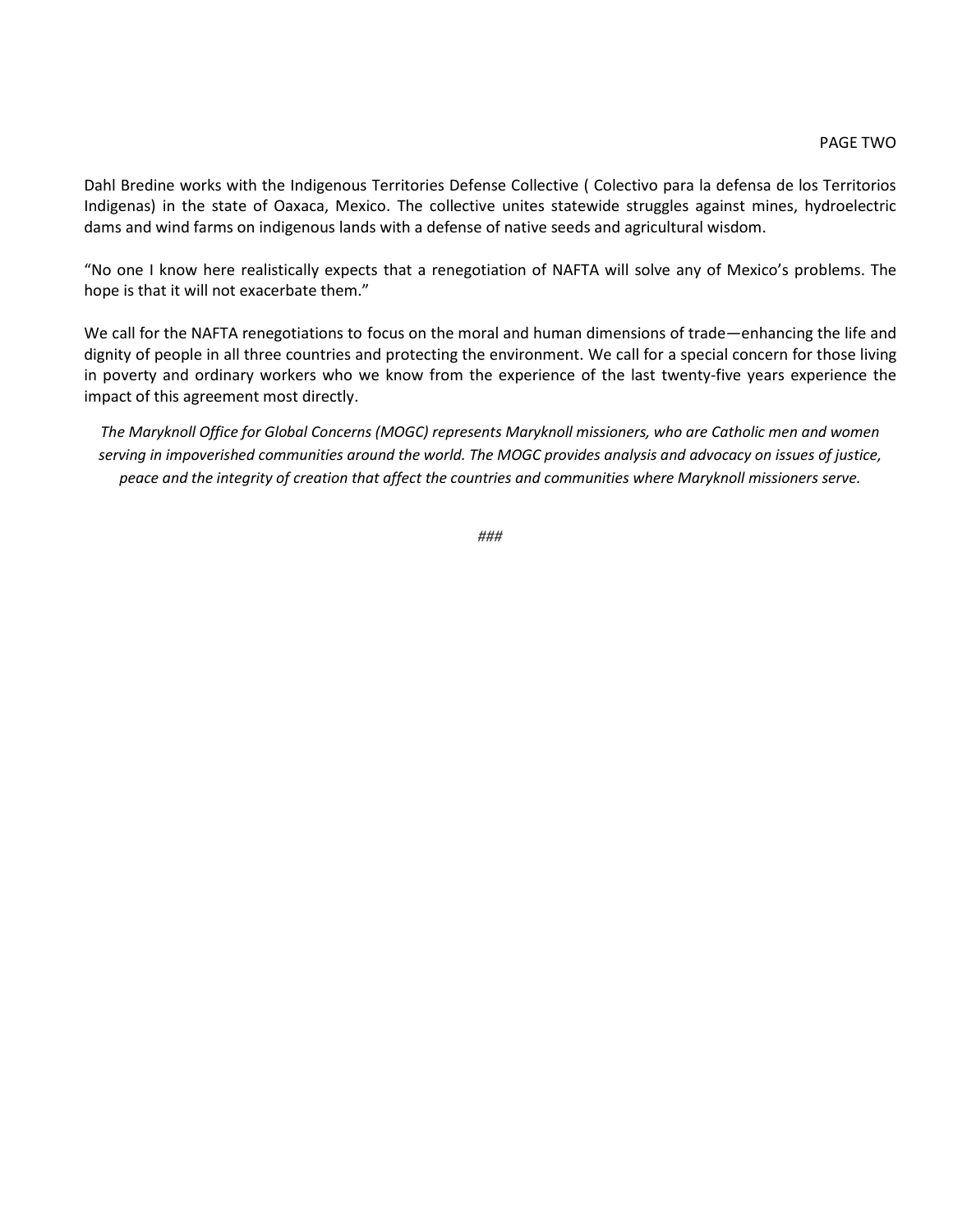Dahl Bredine works with the Indigenous Territories Defense Collective ( Colectivo para la defensa de los Territorios Indigenas) in the state of Oaxaca, Mexico. The collective unites statewide struggles against mines, hydroelectric dams and wind farms on indigenous lands with a defense of native seeds and agricultural wisdom.

"No one I know here realistically expects that a renegotiation of NAFTA will solve any of Mexico's problems. The hope is that it will not exacerbate them."

We call for the NAFTA renegotiations to focus on the moral and human dimensions of trade—enhancing the life and dignity of people in all three countries and protecting the environment. We call for a special concern for those living in poverty and ordinary workers who we know from the experience of the last twenty-five years experience the impact of this agreement most directly.

*The Maryknoll Office for Global Concerns (MOGC) represents Maryknoll missioners, who are Catholic men and women serving in impoverished communities around the world. The MOGC provides analysis and advocacy on issues of justice, peace and the integrity of creation that affect the countries and communities where Maryknoll missioners serve.*

*###*